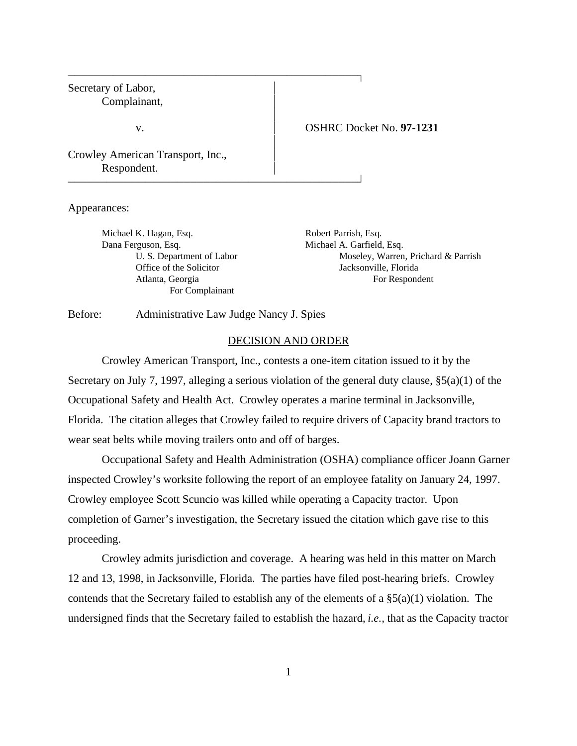| | |
|---|---|
| Secretary of Labor,<br>Complainant,<br><br>v.<br><br>Crowley American Transport, Inc.,<br>Respondent. | OSHRC Docket No. **97-1231** |

Appearances:

| For Complainant | For Respondent |
|---|---|
| Michael K. Hagan, Esq.<br>Dana Ferguson, Esq.<br>U. S. Department of Labor<br>Office of the Solicitor<br>Atlanta, Georgia | Robert Parrish, Esq.<br>Michael A. Garfield, Esq.<br>Moseley, Warren, Prichard & Parrish<br>Jacksonville, Florida |

Before: Administrative Law Judge Nancy J. Spies

## DECISION AND ORDER

Crowley American Transport, Inc., contests a one-item citation issued to it by the Secretary on July 7, 1997, alleging a serious violation of the general duty clause, §5(a)(1) of the Occupational Safety and Health Act. Crowley operates a marine terminal in Jacksonville, Florida. The citation alleges that Crowley failed to require drivers of Capacity brand tractors to wear seat belts while moving trailers onto and off of barges.

Occupational Safety and Health Administration (OSHA) compliance officer Joann Garner inspected Crowley's worksite following the report of an employee fatality on January 24, 1997. Crowley employee Scott Scuncio was killed while operating a Capacity tractor. Upon completion of Garner's investigation, the Secretary issued the citation which gave rise to this proceeding.

Crowley admits jurisdiction and coverage. A hearing was held in this matter on March 12 and 13, 1998, in Jacksonville, Florida. The parties have filed post-hearing briefs. Crowley contends that the Secretary failed to establish any of the elements of a §5(a)(1) violation. The undersigned finds that the Secretary failed to establish the hazard, *i.e.*, that as the Capacity tractor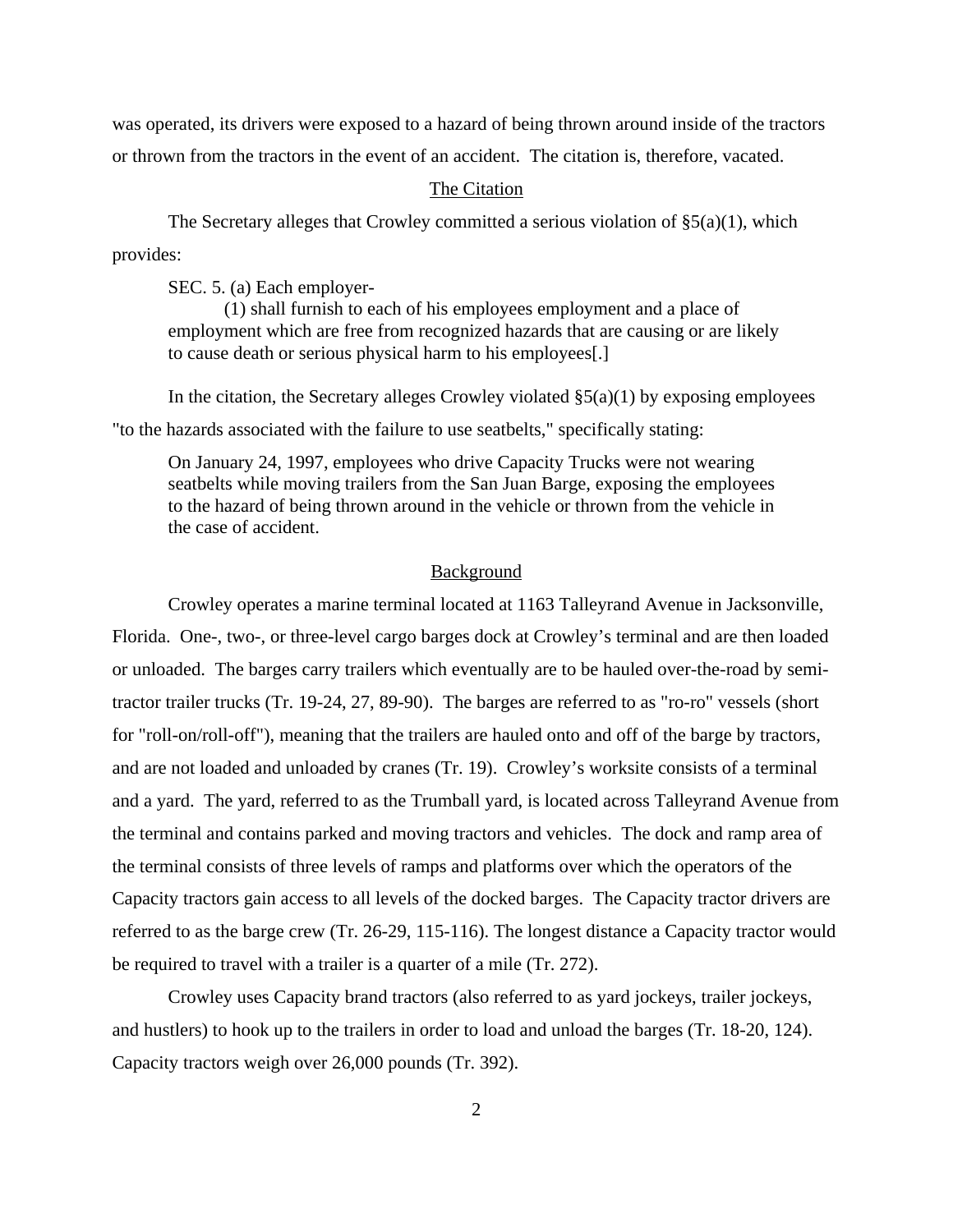was operated, its drivers were exposed to a hazard of being thrown around inside of the tractors or thrown from the tractors in the event of an accident. The citation is, therefore, vacated.

## The Citation

The Secretary alleges that Crowley committed a serious violation of §5(a)(1), which provides:

> SEC. 5. (a) Each employer-
>
> (1) shall furnish to each of his employees employment and a place of employment which are free from recognized hazards that are causing or are likely to cause death or serious physical harm to his employees[.]

In the citation, the Secretary alleges Crowley violated §5(a)(1) by exposing employees "to the hazards associated with the failure to use seatbelts," specifically stating:

> On January 24, 1997, employees who drive Capacity Trucks were not wearing seatbelts while moving trailers from the San Juan Barge, exposing the employees to the hazard of being thrown around in the vehicle or thrown from the vehicle in the case of accident.

## Background

Crowley operates a marine terminal located at 1163 Talleyrand Avenue in Jacksonville, Florida. One-, two-, or three-level cargo barges dock at Crowley's terminal and are then loaded or unloaded. The barges carry trailers which eventually are to be hauled over-the-road by semi-tractor trailer trucks (Tr. 19-24, 27, 89-90). The barges are referred to as "ro-ro" vessels (short for "roll-on/roll-off"), meaning that the trailers are hauled onto and off of the barge by tractors, and are not loaded and unloaded by cranes (Tr. 19). Crowley's worksite consists of a terminal and a yard. The yard, referred to as the Trumball yard, is located across Talleyrand Avenue from the terminal and contains parked and moving tractors and vehicles. The dock and ramp area of the terminal consists of three levels of ramps and platforms over which the operators of the Capacity tractors gain access to all levels of the docked barges. The Capacity tractor drivers are referred to as the barge crew (Tr. 26-29, 115-116). The longest distance a Capacity tractor would be required to travel with a trailer is a quarter of a mile (Tr. 272).

Crowley uses Capacity brand tractors (also referred to as yard jockeys, trailer jockeys, and hustlers) to hook up to the trailers in order to load and unload the barges (Tr. 18-20, 124). Capacity tractors weigh over 26,000 pounds (Tr. 392).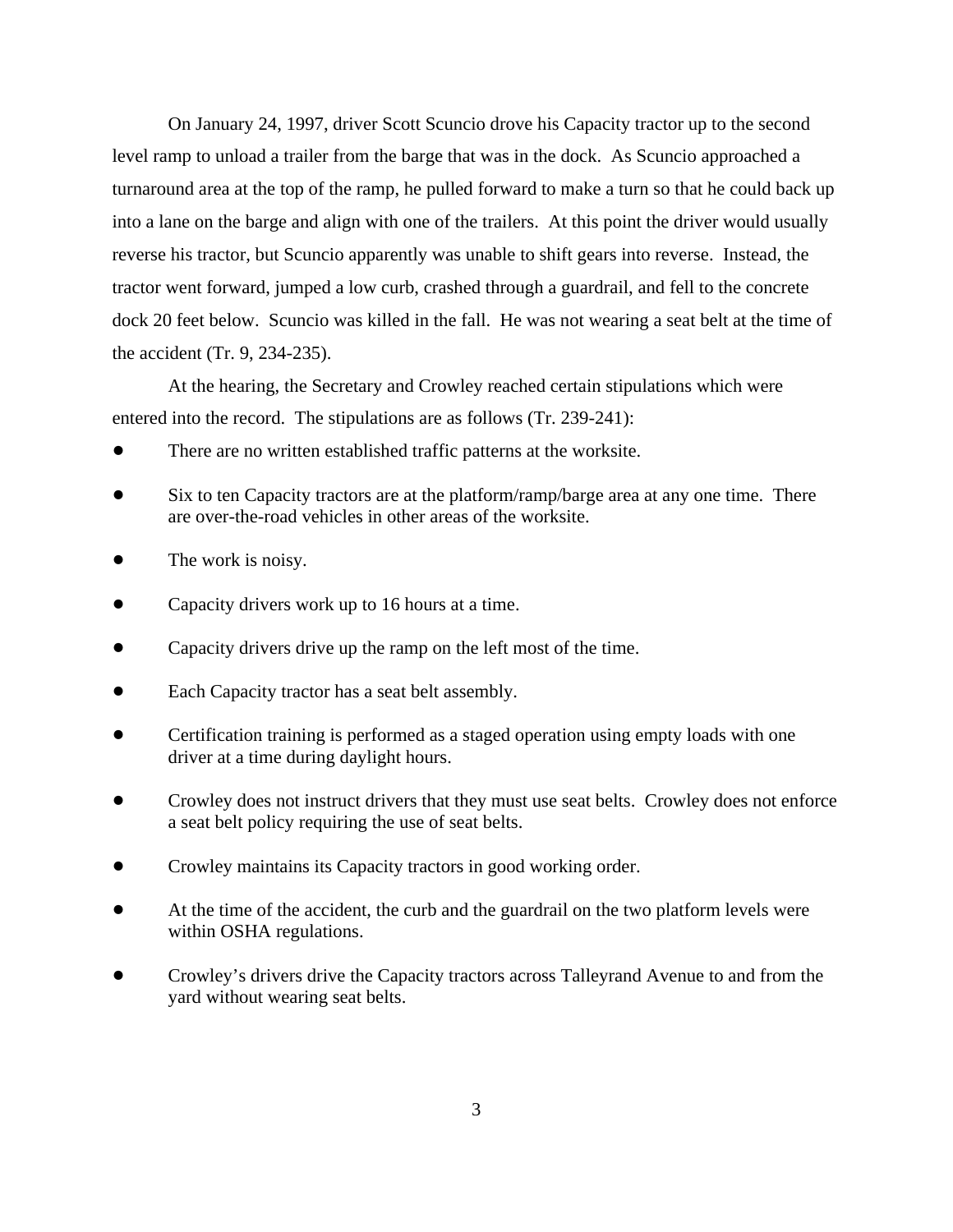On January 24, 1997, driver Scott Scuncio drove his Capacity tractor up to the second level ramp to unload a trailer from the barge that was in the dock. As Scuncio approached a turnaround area at the top of the ramp, he pulled forward to make a turn so that he could back up into a lane on the barge and align with one of the trailers. At this point the driver would usually reverse his tractor, but Scuncio apparently was unable to shift gears into reverse. Instead, the tractor went forward, jumped a low curb, crashed through a guardrail, and fell to the concrete dock 20 feet below. Scuncio was killed in the fall. He was not wearing a seat belt at the time of the accident (Tr. 9, 234-235).

At the hearing, the Secretary and Crowley reached certain stipulations which were entered into the record. The stipulations are as follows (Tr. 239-241):

- There are no written established traffic patterns at the worksite.
- Six to ten Capacity tractors are at the platform/ramp/barge area at any one time. There are over-the-road vehicles in other areas of the worksite.
- The work is noisy.
- Capacity drivers work up to 16 hours at a time.
- Capacity drivers drive up the ramp on the left most of the time.
- Each Capacity tractor has a seat belt assembly.
- Certification training is performed as a staged operation using empty loads with one driver at a time during daylight hours.
- Crowley does not instruct drivers that they must use seat belts. Crowley does not enforce a seat belt policy requiring the use of seat belts.
- Crowley maintains its Capacity tractors in good working order.
- At the time of the accident, the curb and the guardrail on the two platform levels were within OSHA regulations.
- Crowley's drivers drive the Capacity tractors across Talleyrand Avenue to and from the yard without wearing seat belts.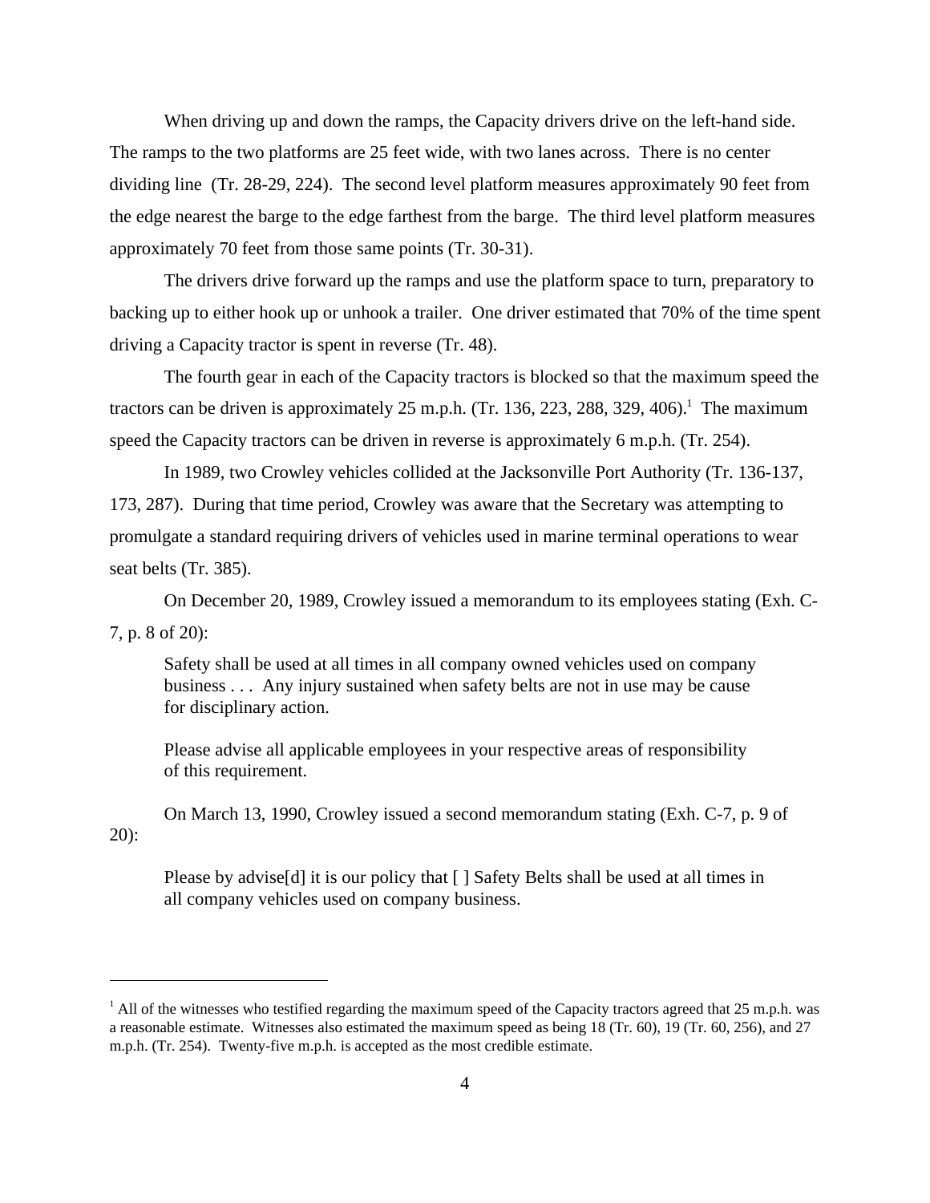When driving up and down the ramps, the Capacity drivers drive on the left-hand side. The ramps to the two platforms are 25 feet wide, with two lanes across. There is no center dividing line (Tr. 28-29, 224). The second level platform measures approximately 90 feet from the edge nearest the barge to the edge farthest from the barge. The third level platform measures approximately 70 feet from those same points (Tr. 30-31).

The drivers drive forward up the ramps and use the platform space to turn, preparatory to backing up to either hook up or unhook a trailer. One driver estimated that 70% of the time spent driving a Capacity tractor is spent in reverse (Tr. 48).

The fourth gear in each of the Capacity tractors is blocked so that the maximum speed the tractors can be driven is approximately 25 m.p.h. (Tr. 136, 223, 288, 329, 406).[1] The maximum speed the Capacity tractors can be driven in reverse is approximately 6 m.p.h. (Tr. 254).

In 1989, two Crowley vehicles collided at the Jacksonville Port Authority (Tr. 136-137, 173, 287). During that time period, Crowley was aware that the Secretary was attempting to promulgate a standard requiring drivers of vehicles used in marine terminal operations to wear seat belts (Tr. 385).

On December 20, 1989, Crowley issued a memorandum to its employees stating (Exh. C-7, p. 8 of 20):

> Safety shall be used at all times in all company owned vehicles used on company business . . . Any injury sustained when safety belts are not in use may be cause for disciplinary action.
>
> Please advise all applicable employees in your respective areas of responsibility of this requirement.

On March 13, 1990, Crowley issued a second memorandum stating (Exh. C-7, p. 9 of 20):

> Please by advise[d] it is our policy that [ ] Safety Belts shall be used at all times in all company vehicles used on company business.

---

[1] All of the witnesses who testified regarding the maximum speed of the Capacity tractors agreed that 25 m.p.h. was a reasonable estimate. Witnesses also estimated the maximum speed as being 18 (Tr. 60), 19 (Tr. 60, 256), and 27 m.p.h. (Tr. 254). Twenty-five m.p.h. is accepted as the most credible estimate.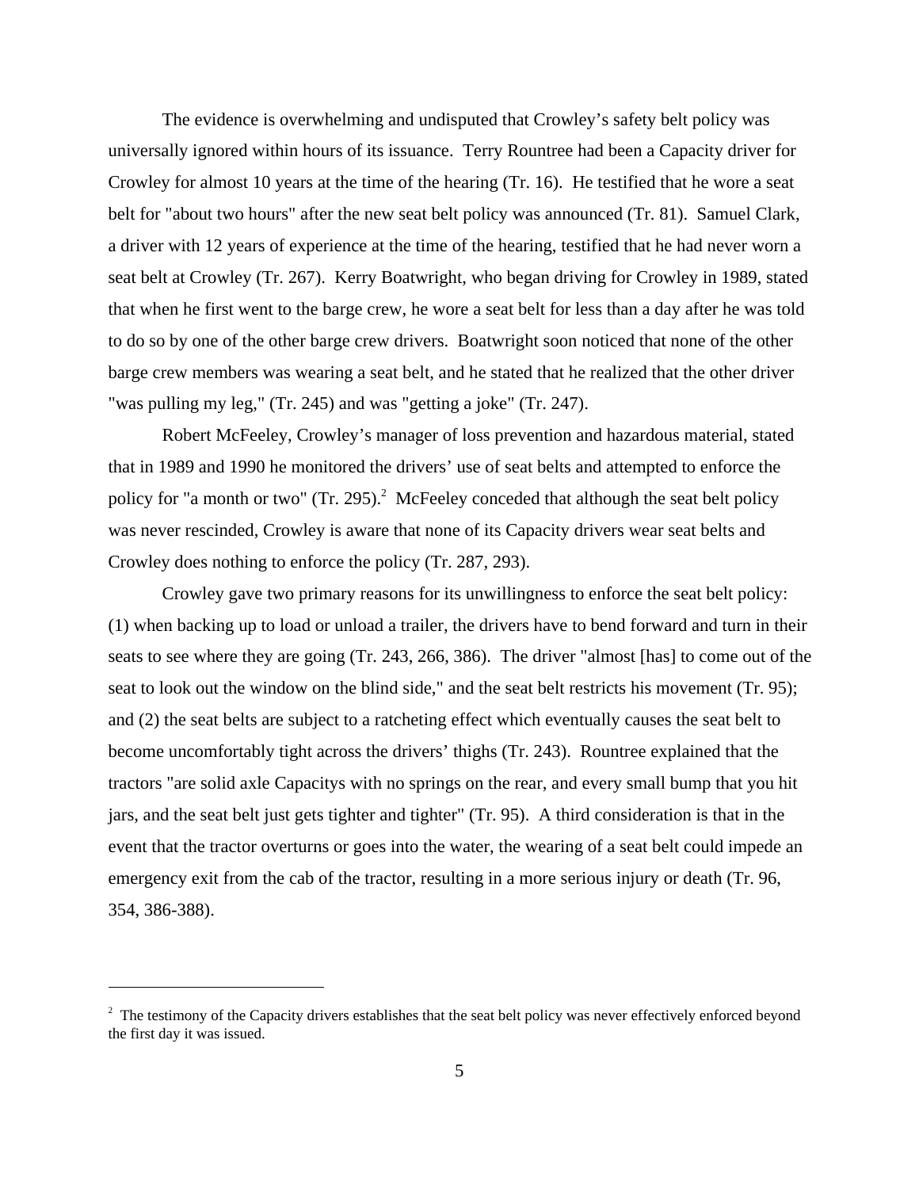The evidence is overwhelming and undisputed that Crowley's safety belt policy was universally ignored within hours of its issuance. Terry Rountree had been a Capacity driver for Crowley for almost 10 years at the time of the hearing (Tr. 16). He testified that he wore a seat belt for "about two hours" after the new seat belt policy was announced (Tr. 81). Samuel Clark, a driver with 12 years of experience at the time of the hearing, testified that he had never worn a seat belt at Crowley (Tr. 267). Kerry Boatwright, who began driving for Crowley in 1989, stated that when he first went to the barge crew, he wore a seat belt for less than a day after he was told to do so by one of the other barge crew drivers. Boatwright soon noticed that none of the other barge crew members was wearing a seat belt, and he stated that he realized that the other driver "was pulling my leg," (Tr. 245) and was "getting a joke" (Tr. 247).

Robert McFeeley, Crowley's manager of loss prevention and hazardous material, stated that in 1989 and 1990 he monitored the drivers' use of seat belts and attempted to enforce the policy for "a month or two" (Tr. 295).[2] McFeeley conceded that although the seat belt policy was never rescinded, Crowley is aware that none of its Capacity drivers wear seat belts and Crowley does nothing to enforce the policy (Tr. 287, 293).

Crowley gave two primary reasons for its unwillingness to enforce the seat belt policy: (1) when backing up to load or unload a trailer, the drivers have to bend forward and turn in their seats to see where they are going (Tr. 243, 266, 386). The driver "almost [has] to come out of the seat to look out the window on the blind side," and the seat belt restricts his movement (Tr. 95); and (2) the seat belts are subject to a ratcheting effect which eventually causes the seat belt to become uncomfortably tight across the drivers' thighs (Tr. 243). Rountree explained that the tractors "are solid axle Capacitys with no springs on the rear, and every small bump that you hit jars, and the seat belt just gets tighter and tighter" (Tr. 95). A third consideration is that in the event that the tractor overturns or goes into the water, the wearing of a seat belt could impede an emergency exit from the cab of the tractor, resulting in a more serious injury or death (Tr. 96, 354, 386-388).

---

[2] The testimony of the Capacity drivers establishes that the seat belt policy was never effectively enforced beyond the first day it was issued.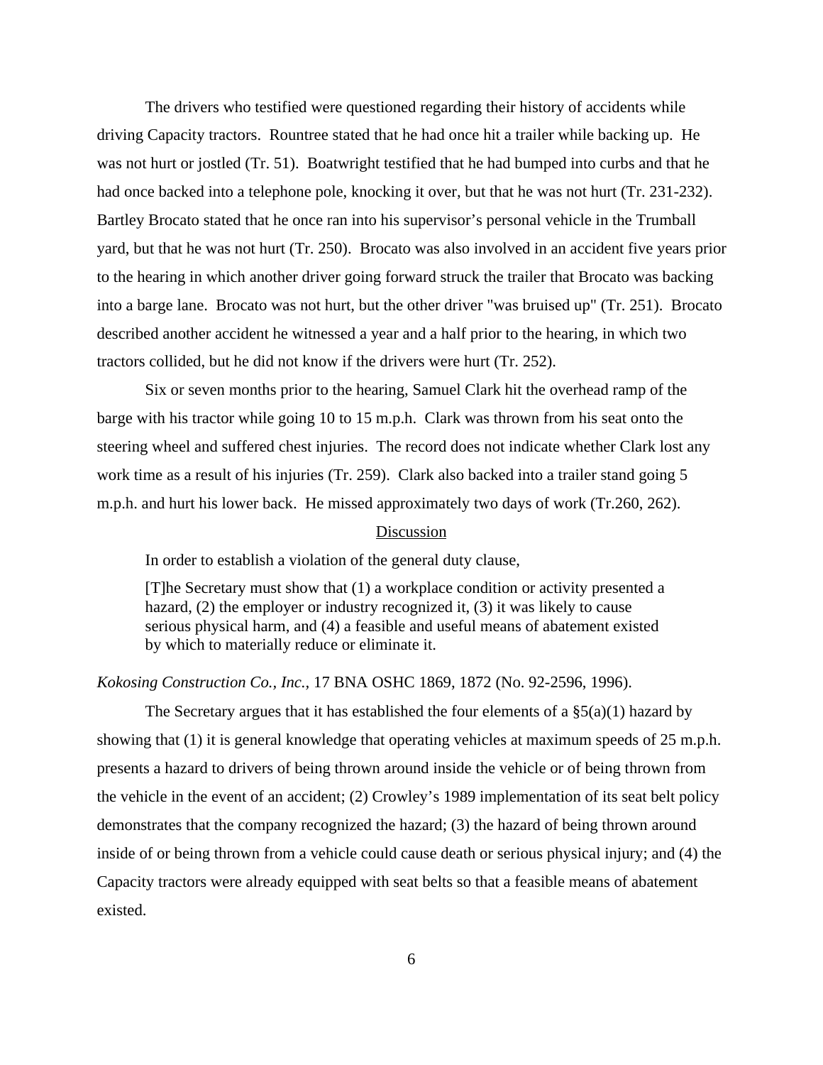The drivers who testified were questioned regarding their history of accidents while driving Capacity tractors. Rountree stated that he had once hit a trailer while backing up. He was not hurt or jostled (Tr. 51). Boatwright testified that he had bumped into curbs and that he had once backed into a telephone pole, knocking it over, but that he was not hurt (Tr. 231-232). Bartley Brocato stated that he once ran into his supervisor's personal vehicle in the Trumball yard, but that he was not hurt (Tr. 250). Brocato was also involved in an accident five years prior to the hearing in which another driver going forward struck the trailer that Brocato was backing into a barge lane. Brocato was not hurt, but the other driver "was bruised up" (Tr. 251). Brocato described another accident he witnessed a year and a half prior to the hearing, in which two tractors collided, but he did not know if the drivers were hurt (Tr. 252).

Six or seven months prior to the hearing, Samuel Clark hit the overhead ramp of the barge with his tractor while going 10 to 15 m.p.h. Clark was thrown from his seat onto the steering wheel and suffered chest injuries. The record does not indicate whether Clark lost any work time as a result of his injuries (Tr. 259). Clark also backed into a trailer stand going 5 m.p.h. and hurt his lower back. He missed approximately two days of work (Tr.260, 262).

## Discussion

In order to establish a violation of the general duty clause,

> [T]he Secretary must show that (1) a workplace condition or activity presented a hazard, (2) the employer or industry recognized it, (3) it was likely to cause serious physical harm, and (4) a feasible and useful means of abatement existed by which to materially reduce or eliminate it.

*Kokosing Construction Co., Inc.*, 17 BNA OSHC 1869, 1872 (No. 92-2596, 1996).

The Secretary argues that it has established the four elements of a §5(a)(1) hazard by showing that (1) it is general knowledge that operating vehicles at maximum speeds of 25 m.p.h. presents a hazard to drivers of being thrown around inside the vehicle or of being thrown from the vehicle in the event of an accident; (2) Crowley's 1989 implementation of its seat belt policy demonstrates that the company recognized the hazard; (3) the hazard of being thrown around inside of or being thrown from a vehicle could cause death or serious physical injury; and (4) the Capacity tractors were already equipped with seat belts so that a feasible means of abatement existed.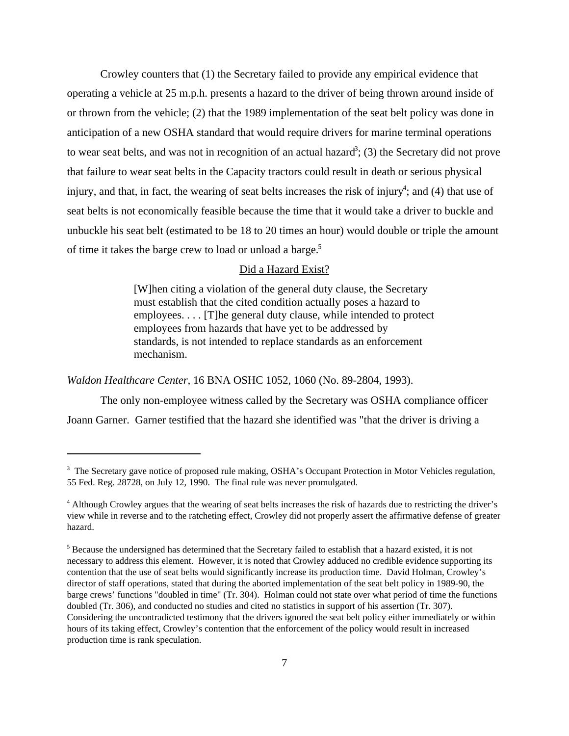Crowley counters that (1) the Secretary failed to provide any empirical evidence that operating a vehicle at 25 m.p.h. presents a hazard to the driver of being thrown around inside of or thrown from the vehicle; (2) that the 1989 implementation of the seat belt policy was done in anticipation of a new OSHA standard that would require drivers for marine terminal operations to wear seat belts, and was not in recognition of an actual hazard[3]; (3) the Secretary did not prove that failure to wear seat belts in the Capacity tractors could result in death or serious physical injury, and that, in fact, the wearing of seat belts increases the risk of injury[4]; and (4) that use of seat belts is not economically feasible because the time that it would take a driver to buckle and unbuckle his seat belt (estimated to be 18 to 20 times an hour) would double or triple the amount of time it takes the barge crew to load or unload a barge.[5]

<u>Did a Hazard Exist?</u>

> [W]hen citing a violation of the general duty clause, the Secretary must establish that the cited condition actually poses a hazard to employees. . . . [T]he general duty clause, while intended to protect employees from hazards that have yet to be addressed by standards, is not intended to replace standards as an enforcement mechanism.

*Waldon Healthcare Center*, 16 BNA OSHC 1052, 1060 (No. 89-2804, 1993).

The only non-employee witness called by the Secretary was OSHA compliance officer Joann Garner. Garner testified that the hazard she identified was "that the driver is driving a

---

[3] The Secretary gave notice of proposed rule making, OSHA's Occupant Protection in Motor Vehicles regulation, 55 Fed. Reg. 28728, on July 12, 1990. The final rule was never promulgated.

[4] Although Crowley argues that the wearing of seat belts increases the risk of hazards due to restricting the driver's view while in reverse and to the ratcheting effect, Crowley did not properly assert the affirmative defense of greater hazard.

[5] Because the undersigned has determined that the Secretary failed to establish that a hazard existed, it is not necessary to address this element. However, it is noted that Crowley adduced no credible evidence supporting its contention that the use of seat belts would significantly increase its production time. David Holman, Crowley's director of staff operations, stated that during the aborted implementation of the seat belt policy in 1989-90, the barge crews' functions "doubled in time" (Tr. 304). Holman could not state over what period of time the functions doubled (Tr. 306), and conducted no studies and cited no statistics in support of his assertion (Tr. 307). Considering the uncontradicted testimony that the drivers ignored the seat belt policy either immediately or within hours of its taking effect, Crowley's contention that the enforcement of the policy would result in increased production time is rank speculation.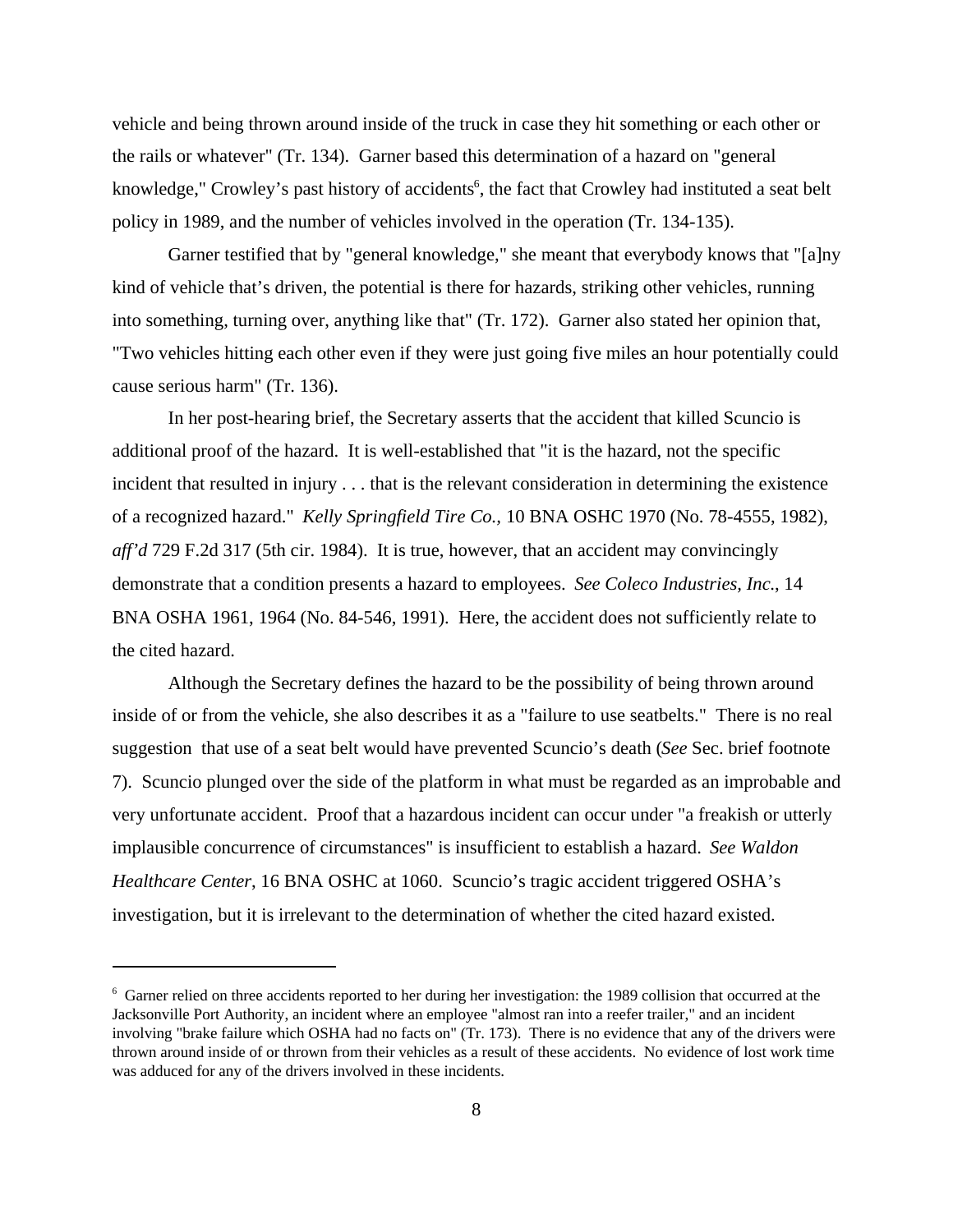vehicle and being thrown around inside of the truck in case they hit something or each other or the rails or whatever" (Tr. 134). Garner based this determination of a hazard on "general knowledge," Crowley's past history of accidents[6], the fact that Crowley had instituted a seat belt policy in 1989, and the number of vehicles involved in the operation (Tr. 134-135).

Garner testified that by "general knowledge," she meant that everybody knows that "[a]ny kind of vehicle that's driven, the potential is there for hazards, striking other vehicles, running into something, turning over, anything like that" (Tr. 172). Garner also stated her opinion that, "Two vehicles hitting each other even if they were just going five miles an hour potentially could cause serious harm" (Tr. 136).

In her post-hearing brief, the Secretary asserts that the accident that killed Scuncio is additional proof of the hazard. It is well-established that "it is the hazard, not the specific incident that resulted in injury . . . that is the relevant consideration in determining the existence of a recognized hazard." *Kelly Springfield Tire Co.,* 10 BNA OSHC 1970 (No. 78-4555, 1982), *aff'd* 729 F.2d 317 (5th cir. 1984). It is true, however, that an accident may convincingly demonstrate that a condition presents a hazard to employees. *See Coleco Industries, Inc.*, 14 BNA OSHA 1961, 1964 (No. 84-546, 1991). Here, the accident does not sufficiently relate to the cited hazard.

Although the Secretary defines the hazard to be the possibility of being thrown around inside of or from the vehicle, she also describes it as a "failure to use seatbelts." There is no real suggestion that use of a seat belt would have prevented Scuncio's death (*See* Sec. brief footnote 7). Scuncio plunged over the side of the platform in what must be regarded as an improbable and very unfortunate accident. Proof that a hazardous incident can occur under "a freakish or utterly implausible concurrence of circumstances" is insufficient to establish a hazard. *See Waldon Healthcare Center*, 16 BNA OSHC at 1060. Scuncio's tragic accident triggered OSHA's investigation, but it is irrelevant to the determination of whether the cited hazard existed.

---

[6] Garner relied on three accidents reported to her during her investigation: the 1989 collision that occurred at the Jacksonville Port Authority, an incident where an employee "almost ran into a reefer trailer," and an incident involving "brake failure which OSHA had no facts on" (Tr. 173). There is no evidence that any of the drivers were thrown around inside of or thrown from their vehicles as a result of these accidents. No evidence of lost work time was adduced for any of the drivers involved in these incidents.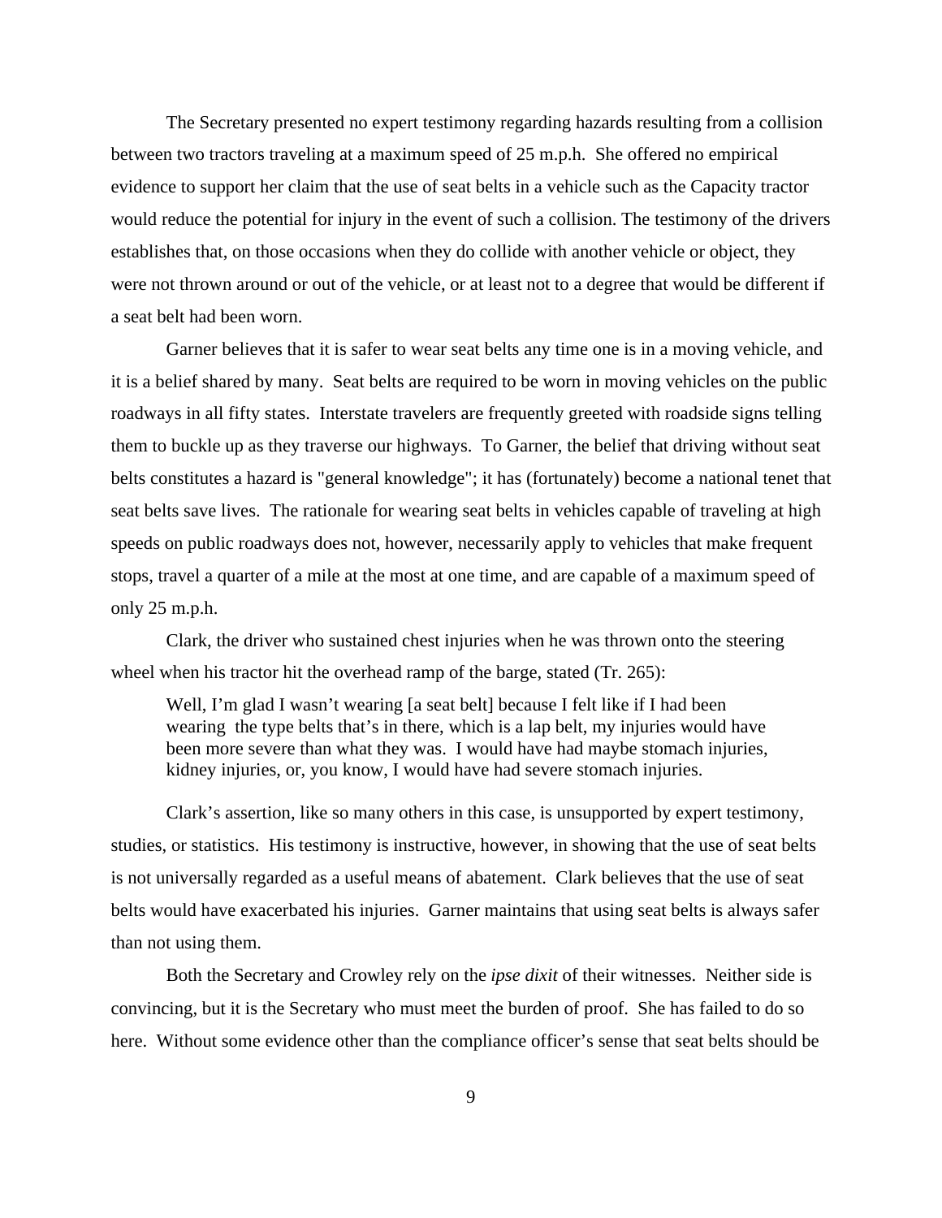The Secretary presented no expert testimony regarding hazards resulting from a collision between two tractors traveling at a maximum speed of 25 m.p.h. She offered no empirical evidence to support her claim that the use of seat belts in a vehicle such as the Capacity tractor would reduce the potential for injury in the event of such a collision. The testimony of the drivers establishes that, on those occasions when they do collide with another vehicle or object, they were not thrown around or out of the vehicle, or at least not to a degree that would be different if a seat belt had been worn.

Garner believes that it is safer to wear seat belts any time one is in a moving vehicle, and it is a belief shared by many. Seat belts are required to be worn in moving vehicles on the public roadways in all fifty states. Interstate travelers are frequently greeted with roadside signs telling them to buckle up as they traverse our highways. To Garner, the belief that driving without seat belts constitutes a hazard is "general knowledge"; it has (fortunately) become a national tenet that seat belts save lives. The rationale for wearing seat belts in vehicles capable of traveling at high speeds on public roadways does not, however, necessarily apply to vehicles that make frequent stops, travel a quarter of a mile at the most at one time, and are capable of a maximum speed of only 25 m.p.h.

Clark, the driver who sustained chest injuries when he was thrown onto the steering wheel when his tractor hit the overhead ramp of the barge, stated (Tr. 265):

> Well, I'm glad I wasn't wearing [a seat belt] because I felt like if I had been wearing the type belts that's in there, which is a lap belt, my injuries would have been more severe than what they was. I would have had maybe stomach injuries, kidney injuries, or, you know, I would have had severe stomach injuries.

Clark's assertion, like so many others in this case, is unsupported by expert testimony, studies, or statistics. His testimony is instructive, however, in showing that the use of seat belts is not universally regarded as a useful means of abatement. Clark believes that the use of seat belts would have exacerbated his injuries. Garner maintains that using seat belts is always safer than not using them.

Both the Secretary and Crowley rely on the *ipse dixit* of their witnesses. Neither side is convincing, but it is the Secretary who must meet the burden of proof. She has failed to do so here. Without some evidence other than the compliance officer's sense that seat belts should be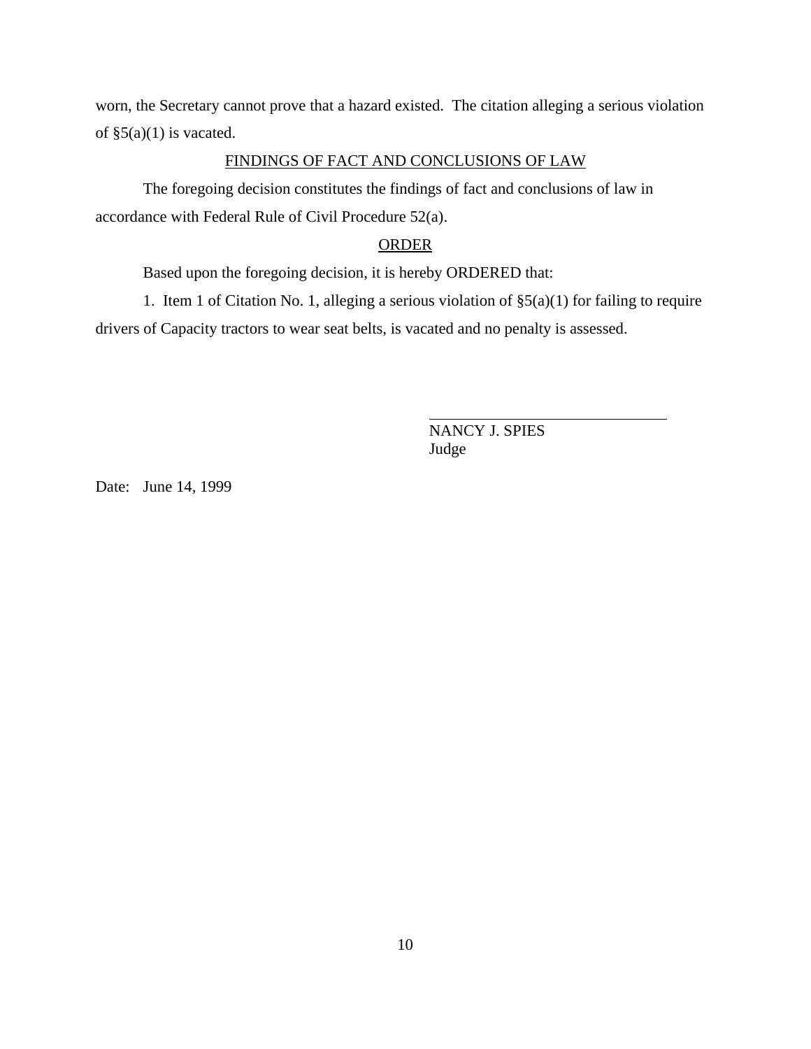worn, the Secretary cannot prove that a hazard existed. The citation alleging a serious violation of §5(a)(1) is vacated.

## FINDINGS OF FACT AND CONCLUSIONS OF LAW

The foregoing decision constitutes the findings of fact and conclusions of law in accordance with Federal Rule of Civil Procedure 52(a).

## ORDER

Based upon the foregoing decision, it is hereby ORDERED that:

1. Item 1 of Citation No. 1, alleging a serious violation of §5(a)(1) for failing to require drivers of Capacity tractors to wear seat belts, is vacated and no penalty is assessed.

NANCY J. SPIES  
Judge

Date: June 14, 1999